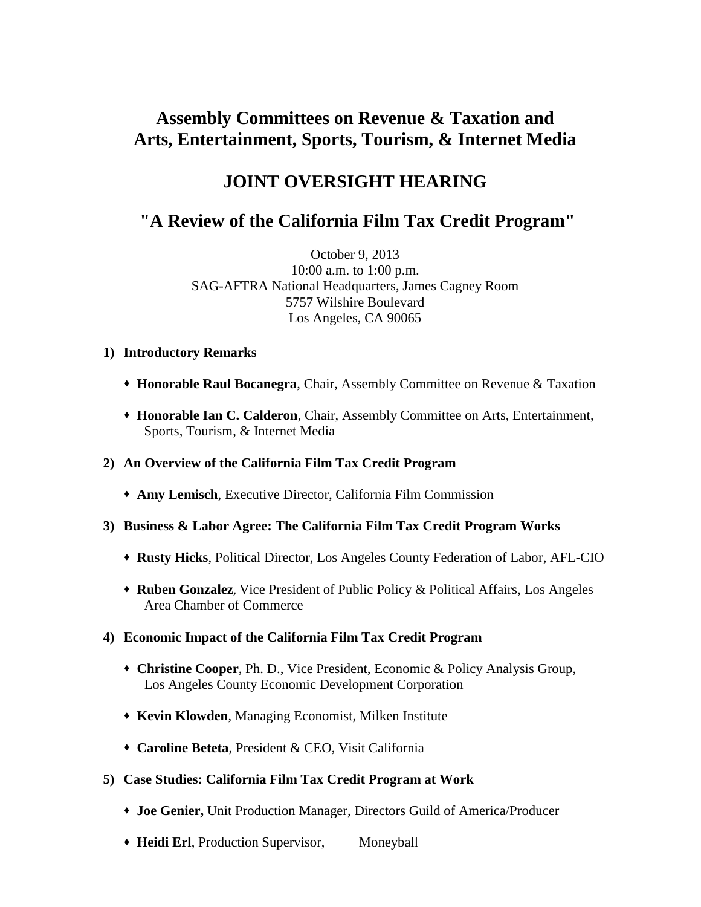# Assembly Committees on Revenue & Taxation and Arts, Entertainment, Sports, Tourism, & Internet Media

## JOINT OVERSIGHT HEARING

## "A Review of the California Film Tax Credit Program"

October 9, 2013
10:00 a.m. to 1:00 p.m.
SAG-AFTRA National Headquarters, James Cagney Room
5757 Wilshire Boulevard
Los Angeles, CA 90065

**1) Introductory Remarks**

- **Honorable Raul Bocanegra**, Chair, Assembly Committee on Revenue & Taxation
- **Honorable Ian C. Calderon**, Chair, Assembly Committee on Arts, Entertainment, Sports, Tourism, & Internet Media

**2) An Overview of the California Film Tax Credit Program**

- **Amy Lemisch**, Executive Director, California Film Commission

**3) Business & Labor Agree: The California Film Tax Credit Program Works**

- **Rusty Hicks**, Political Director, Los Angeles County Federation of Labor, AFL-CIO
- **Ruben Gonzalez**, Vice President of Public Policy & Political Affairs, Los Angeles Area Chamber of Commerce

**4) Economic Impact of the California Film Tax Credit Program**

- **Christine Cooper**, Ph. D., Vice President, Economic & Policy Analysis Group, Los Angeles County Economic Development Corporation
- **Kevin Klowden**, Managing Economist, Milken Institute
- **Caroline Beteta**, President & CEO, Visit California

**5) Case Studies: California Film Tax Credit Program at Work**

- **Joe Genier,** Unit Production Manager, Directors Guild of America/Producer
- **Heidi Erl**, Production Supervisor, Moneyball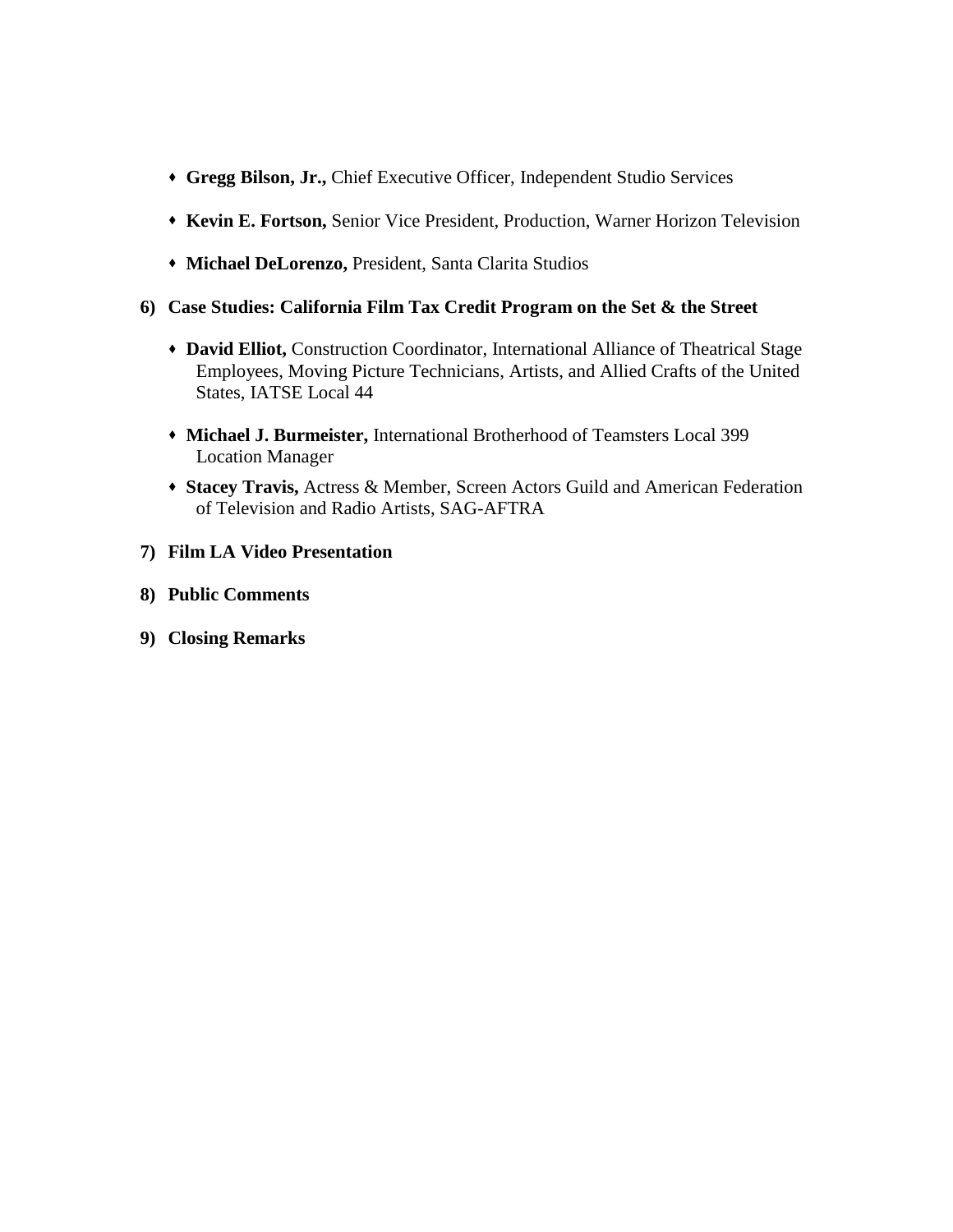- **Gregg Bilson, Jr.,** Chief Executive Officer, Independent Studio Services
- **Kevin E. Fortson,** Senior Vice President, Production, Warner Horizon Television
- **Michael DeLorenzo,** President, Santa Clarita Studios

**6) Case Studies: California Film Tax Credit Program on the Set & the Street**

- **David Elliot,** Construction Coordinator, International Alliance of Theatrical Stage Employees, Moving Picture Technicians, Artists, and Allied Crafts of the United States, IATSE Local 44
- **Michael J. Burmeister,** International Brotherhood of Teamsters Local 399 Location Manager
- **Stacey Travis,** Actress & Member, Screen Actors Guild and American Federation of Television and Radio Artists, SAG-AFTRA

**7) Film LA Video Presentation**

**8) Public Comments**

**9) Closing Remarks**